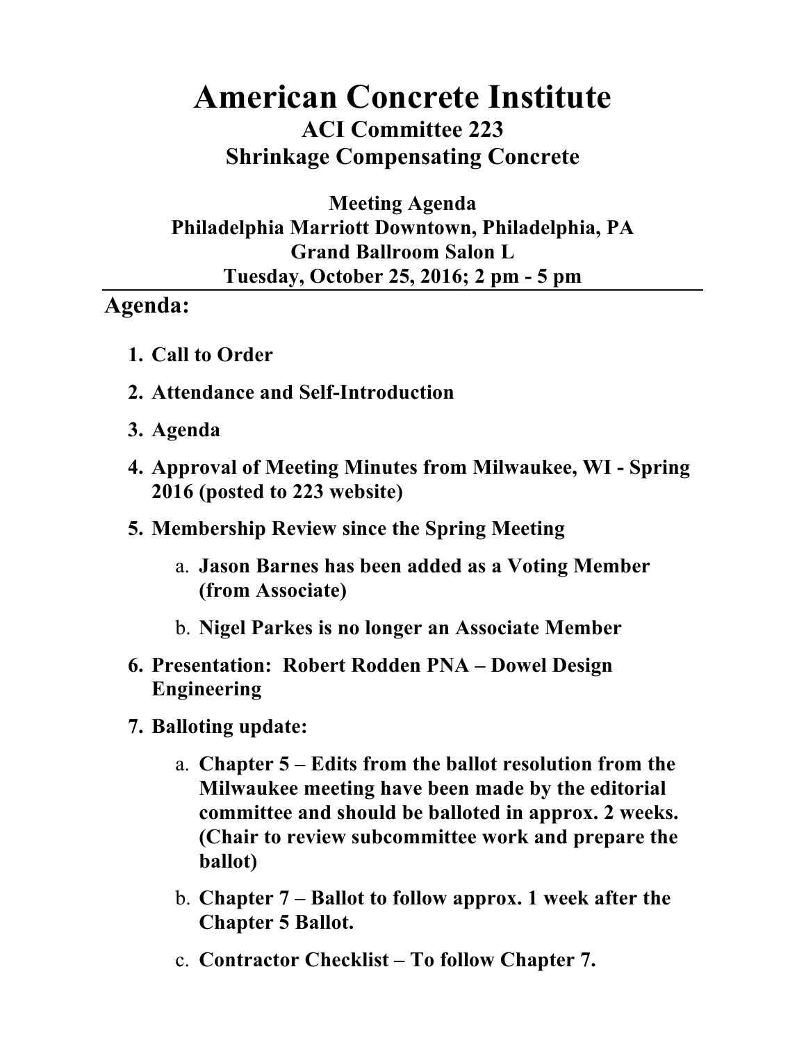# American Concrete Institute

## ACI Committee 223

## Shrinkage Compensating Concrete

**Meeting Agenda**
**Philadelphia Marriott Downtown, Philadelphia, PA**
**Grand Ballroom Salon L**
**Tuesday, October 25, 2016; 2 pm - 5 pm**

---

## Agenda:

1. **Call to Order**
2. **Attendance and Self-Introduction**
3. **Agenda**
4. **Approval of Meeting Minutes from Milwaukee, WI - Spring 2016 (posted to 223 website)**
5. **Membership Review since the Spring Meeting**
   a. **Jason Barnes has been added as a Voting Member (from Associate)**
   b. **Nigel Parkes is no longer an Associate Member**
6. **Presentation: Robert Rodden PNA – Dowel Design Engineering**
7. **Balloting update:**
   a. **Chapter 5 – Edits from the ballot resolution from the Milwaukee meeting have been made by the editorial committee and should be balloted in approx. 2 weeks. (Chair to review subcommittee work and prepare the ballot)**
   b. **Chapter 7 – Ballot to follow approx. 1 week after the Chapter 5 Ballot.**
   c. **Contractor Checklist – To follow Chapter 7.**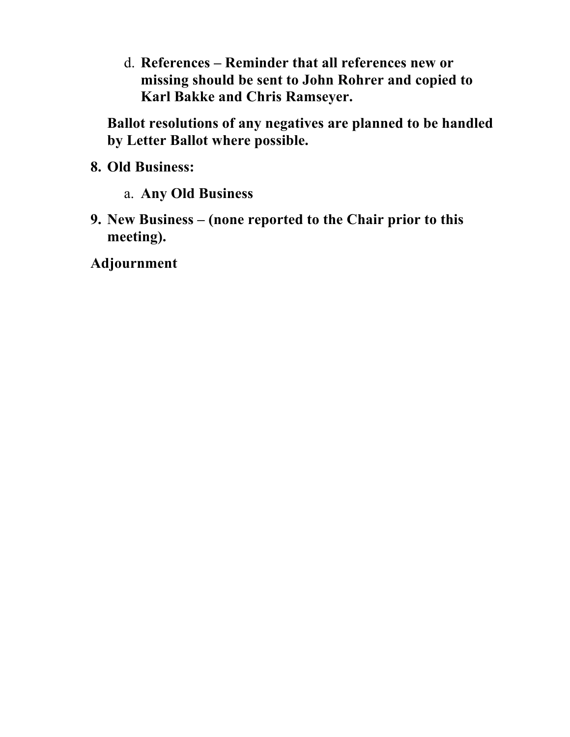d. **References – Reminder that all references new or missing should be sent to John Rohrer and copied to Karl Bakke and Chris Ramseyer.**

**Ballot resolutions of any negatives are planned to be handled by Letter Ballot where possible.**

8. **Old Business:**
   a. **Any Old Business**
9. **New Business – (none reported to the Chair prior to this meeting).**

**Adjournment**